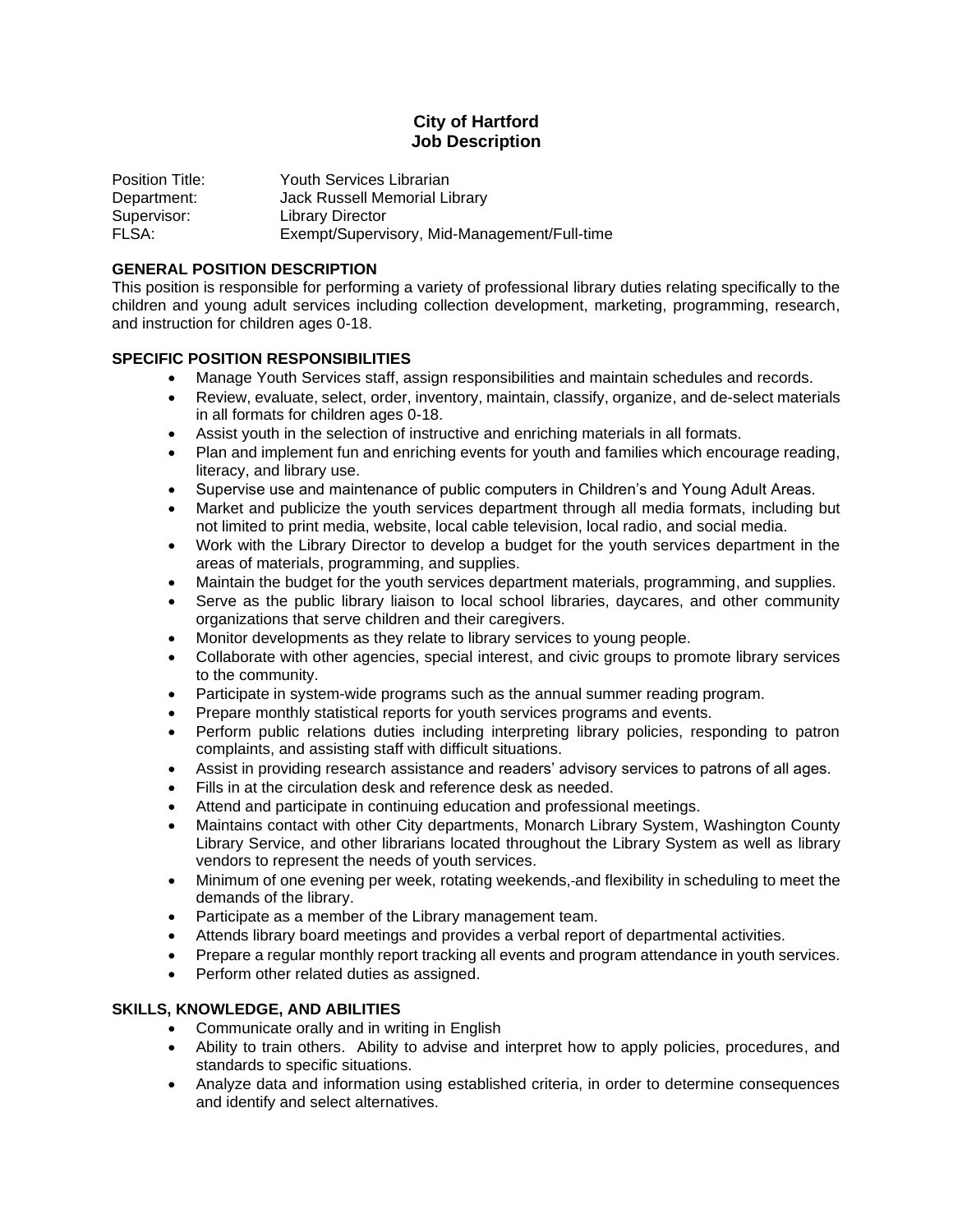# City of Hartford
## Job Description

Position Title: Youth Services Librarian
Department: Jack Russell Memorial Library
Supervisor: Library Director
FLSA: Exempt/Supervisory, Mid-Management/Full-time

### GENERAL POSITION DESCRIPTION

This position is responsible for performing a variety of professional library duties relating specifically to the children and young adult services including collection development, marketing, programming, research, and instruction for children ages 0-18.

### SPECIFIC POSITION RESPONSIBILITIES

- Manage Youth Services staff, assign responsibilities and maintain schedules and records.
- Review, evaluate, select, order, inventory, maintain, classify, organize, and de-select materials in all formats for children ages 0-18.
- Assist youth in the selection of instructive and enriching materials in all formats.
- Plan and implement fun and enriching events for youth and families which encourage reading, literacy, and library use.
- Supervise use and maintenance of public computers in Children's and Young Adult Areas.
- Market and publicize the youth services department through all media formats, including but not limited to print media, website, local cable television, local radio, and social media.
- Work with the Library Director to develop a budget for the youth services department in the areas of materials, programming, and supplies.
- Maintain the budget for the youth services department materials, programming, and supplies.
- Serve as the public library liaison to local school libraries, daycares, and other community organizations that serve children and their caregivers.
- Monitor developments as they relate to library services to young people.
- Collaborate with other agencies, special interest, and civic groups to promote library services to the community.
- Participate in system-wide programs such as the annual summer reading program.
- Prepare monthly statistical reports for youth services programs and events.
- Perform public relations duties including interpreting library policies, responding to patron complaints, and assisting staff with difficult situations.
- Assist in providing research assistance and readers' advisory services to patrons of all ages.
- Fills in at the circulation desk and reference desk as needed.
- Attend and participate in continuing education and professional meetings.
- Maintains contact with other City departments, Monarch Library System, Washington County Library Service, and other librarians located throughout the Library System as well as library vendors to represent the needs of youth services.
- Minimum of one evening per week, rotating weekends, and flexibility in scheduling to meet the demands of the library.
- Participate as a member of the Library management team.
- Attends library board meetings and provides a verbal report of departmental activities.
- Prepare a regular monthly report tracking all events and program attendance in youth services.
- Perform other related duties as assigned.

### SKILLS, KNOWLEDGE, AND ABILITIES

- Communicate orally and in writing in English
- Ability to train others. Ability to advise and interpret how to apply policies, procedures, and standards to specific situations.
- Analyze data and information using established criteria, in order to determine consequences and identify and select alternatives.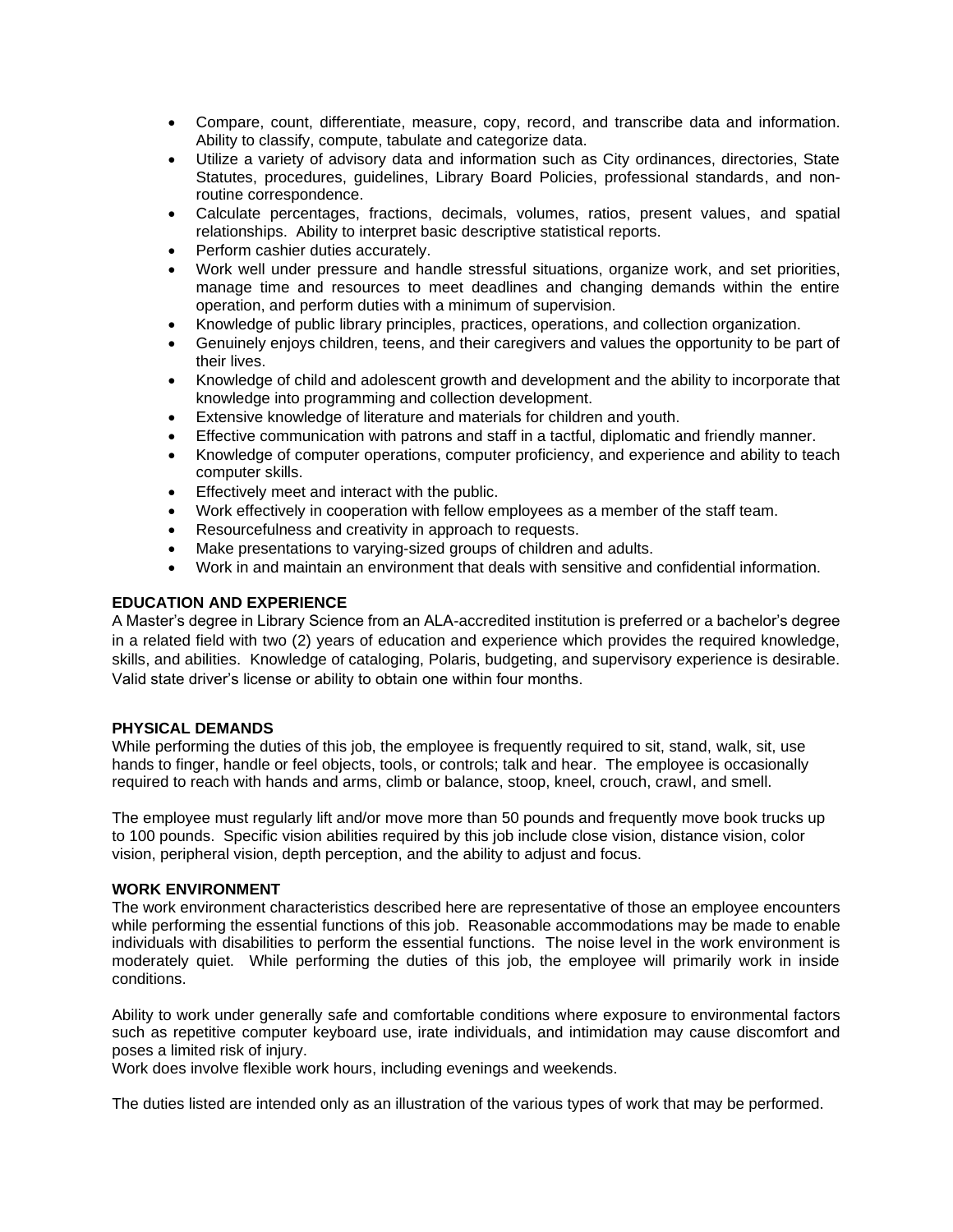- Compare, count, differentiate, measure, copy, record, and transcribe data and information. Ability to classify, compute, tabulate and categorize data.
- Utilize a variety of advisory data and information such as City ordinances, directories, State Statutes, procedures, guidelines, Library Board Policies, professional standards, and non-routine correspondence.
- Calculate percentages, fractions, decimals, volumes, ratios, present values, and spatial relationships. Ability to interpret basic descriptive statistical reports.
- Perform cashier duties accurately.
- Work well under pressure and handle stressful situations, organize work, and set priorities, manage time and resources to meet deadlines and changing demands within the entire operation, and perform duties with a minimum of supervision.
- Knowledge of public library principles, practices, operations, and collection organization.
- Genuinely enjoys children, teens, and their caregivers and values the opportunity to be part of their lives.
- Knowledge of child and adolescent growth and development and the ability to incorporate that knowledge into programming and collection development.
- Extensive knowledge of literature and materials for children and youth.
- Effective communication with patrons and staff in a tactful, diplomatic and friendly manner.
- Knowledge of computer operations, computer proficiency, and experience and ability to teach computer skills.
- Effectively meet and interact with the public.
- Work effectively in cooperation with fellow employees as a member of the staff team.
- Resourcefulness and creativity in approach to requests.
- Make presentations to varying-sized groups of children and adults.
- Work in and maintain an environment that deals with sensitive and confidential information.

**EDUCATION AND EXPERIENCE**

A Master's degree in Library Science from an ALA-accredited institution is preferred or a bachelor's degree in a related field with two (2) years of education and experience which provides the required knowledge, skills, and abilities. Knowledge of cataloging, Polaris, budgeting, and supervisory experience is desirable. Valid state driver's license or ability to obtain one within four months.

**PHYSICAL DEMANDS**

While performing the duties of this job, the employee is frequently required to sit, stand, walk, sit, use hands to finger, handle or feel objects, tools, or controls; talk and hear. The employee is occasionally required to reach with hands and arms, climb or balance, stoop, kneel, crouch, crawl, and smell.

The employee must regularly lift and/or move more than 50 pounds and frequently move book trucks up to 100 pounds. Specific vision abilities required by this job include close vision, distance vision, color vision, peripheral vision, depth perception, and the ability to adjust and focus.

**WORK ENVIRONMENT**

The work environment characteristics described here are representative of those an employee encounters while performing the essential functions of this job. Reasonable accommodations may be made to enable individuals with disabilities to perform the essential functions. The noise level in the work environment is moderately quiet. While performing the duties of this job, the employee will primarily work in inside conditions.

Ability to work under generally safe and comfortable conditions where exposure to environmental factors such as repetitive computer keyboard use, irate individuals, and intimidation may cause discomfort and poses a limited risk of injury.

Work does involve flexible work hours, including evenings and weekends.

The duties listed are intended only as an illustration of the various types of work that may be performed.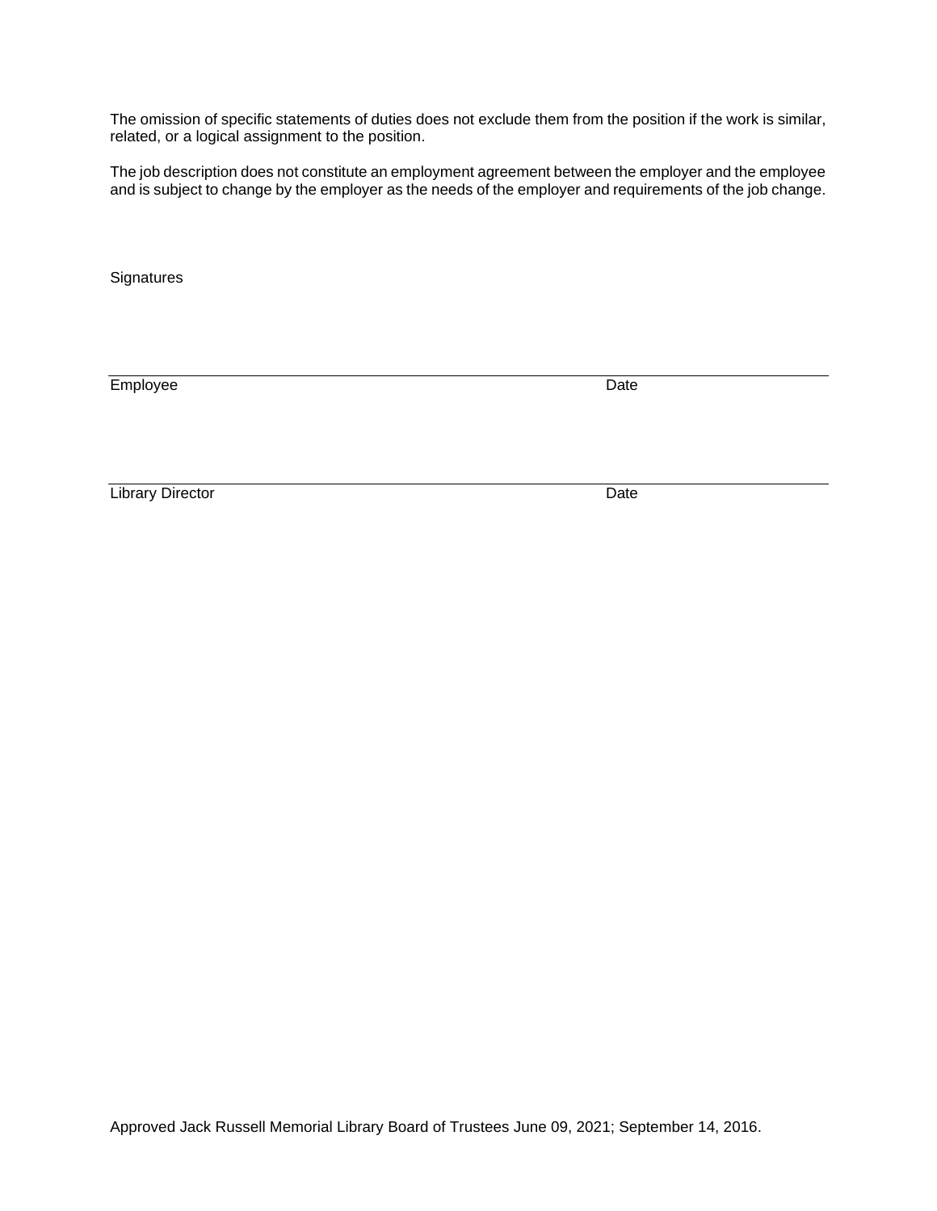The omission of specific statements of duties does not exclude them from the position if the work is similar, related, or a logical assignment to the position.

The job description does not constitute an employment agreement between the employer and the employee and is subject to change by the employer as the needs of the employer and requirements of the job change.

Signatures

\_\_\_\_\_\_\_\_\_\_\_\_\_\_\_\_\_\_\_\_\_\_\_\_\_\_\_\_\_\_\_\_\_\_\_\_\_\_\_\_\_\_\_\_\_\_\_\_\_\_\_\_\_\_\_\_\_\_\_\_\_\_\_\_\_\_\_\_\_\_

Employee                                                                                                    Date

\_\_\_\_\_\_\_\_\_\_\_\_\_\_\_\_\_\_\_\_\_\_\_\_\_\_\_\_\_\_\_\_\_\_\_\_\_\_\_\_\_\_\_\_\_\_\_\_\_\_\_\_\_\_\_\_\_\_\_\_\_\_\_\_\_\_\_\_\_\_

Library Director                                                                                          Date

Approved Jack Russell Memorial Library Board of Trustees June 09, 2021; September 14, 2016.